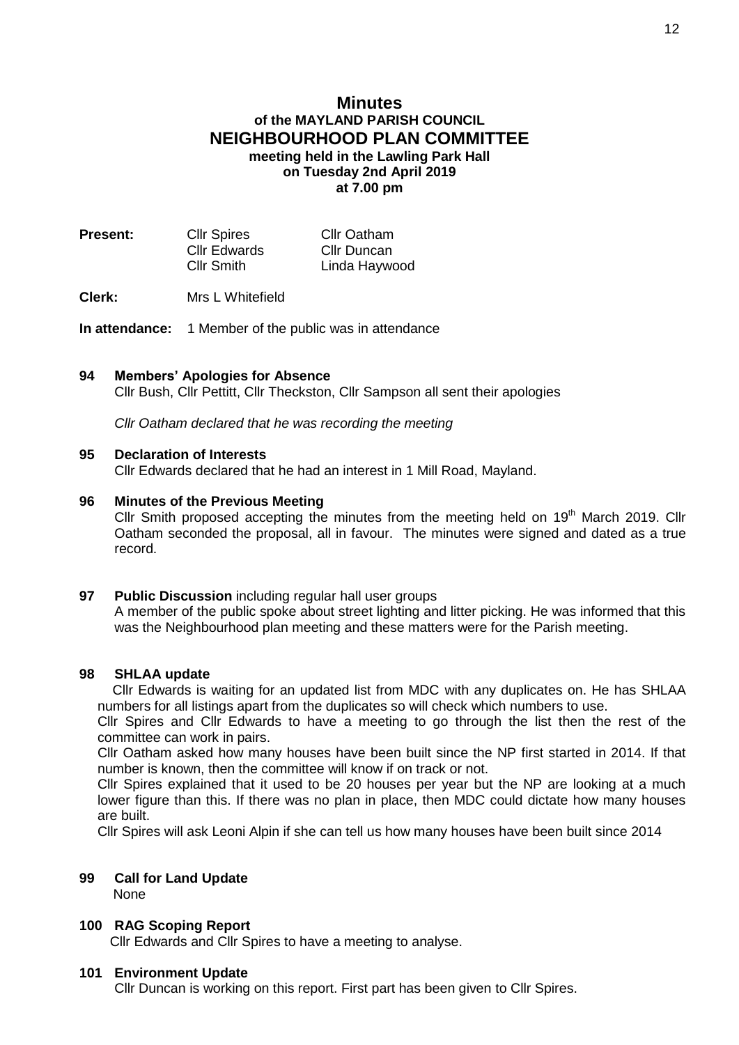# Minutes

## of the MAYLAND PARISH COUNCIL

## NEIGHBOURHOOD PLAN COMMITTEE

**meeting held in the Lawling Park Hall**
**on Tuesday 2nd April 2019**
**at 7.00 pm**

| **Present:** | Cllr Spires | Cllr Oatham |
|---|---|---|
| | Cllr Edwards | Cllr Duncan |
| | Cllr Smith | Linda Haywood |

**Clerk:** Mrs L Whitefield

**In attendance:** 1 Member of the public was in attendance

### 94 Members' Apologies for Absence

Cllr Bush, Cllr Pettitt, Cllr Theckston, Cllr Sampson all sent their apologies

*Cllr Oatham declared that he was recording the meeting*

### 95 Declaration of Interests

Cllr Edwards declared that he had an interest in 1 Mill Road, Mayland.

### 96 Minutes of the Previous Meeting

Cllr Smith proposed accepting the minutes from the meeting held on 19th March 2019. Cllr Oatham seconded the proposal, all in favour. The minutes were signed and dated as a true record.

### 97 Public Discussion including regular hall user groups

A member of the public spoke about street lighting and litter picking. He was informed that this was the Neighbourhood plan meeting and these matters were for the Parish meeting.

### 98 SHLAA update

Cllr Edwards is waiting for an updated list from MDC with any duplicates on. He has SHLAA numbers for all listings apart from the duplicates so will check which numbers to use.

Cllr Spires and Cllr Edwards to have a meeting to go through the list then the rest of the committee can work in pairs.

Cllr Oatham asked how many houses have been built since the NP first started in 2014. If that number is known, then the committee will know if on track or not.

Cllr Spires explained that it used to be 20 houses per year but the NP are looking at a much lower figure than this. If there was no plan in place, then MDC could dictate how many houses are built.

Cllr Spires will ask Leoni Alpin if she can tell us how many houses have been built since 2014

### 99 Call for Land Update

None

### 100 RAG Scoping Report

Cllr Edwards and Cllr Spires to have a meeting to analyse.

### 101 Environment Update

Cllr Duncan is working on this report. First part has been given to Cllr Spires.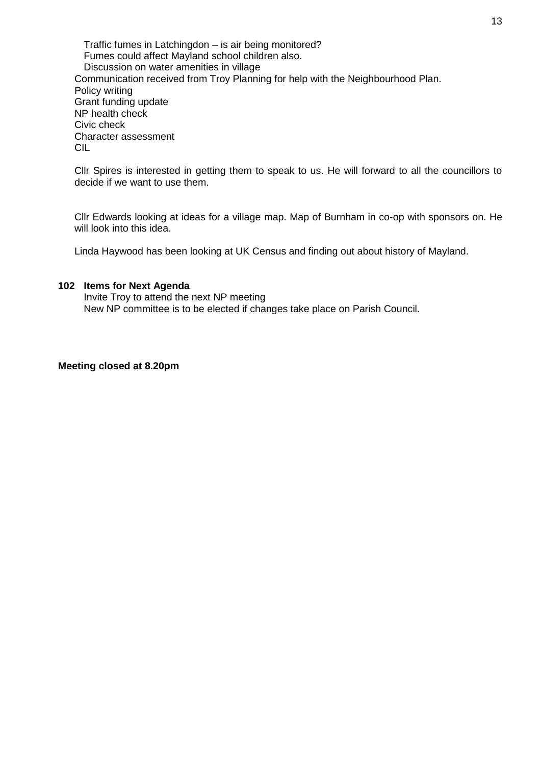Traffic fumes in Latchingdon – is air being monitored?
Fumes could affect Mayland school children also.
Discussion on water amenities in village

Communication received from Troy Planning for help with the Neighbourhood Plan.
Policy writing
Grant funding update
NP health check
Civic check
Character assessment
CIL

Cllr Spires is interested in getting them to speak to us. He will forward to all the councillors to decide if we want to use them.

Cllr Edwards looking at ideas for a village map. Map of Burnham in co-op with sponsors on. He will look into this idea.

Linda Haywood has been looking at UK Census and finding out about history of Mayland.

**102 Items for Next Agenda**

Invite Troy to attend the next NP meeting
New NP committee is to be elected if changes take place on Parish Council.

**Meeting closed at 8.20pm**